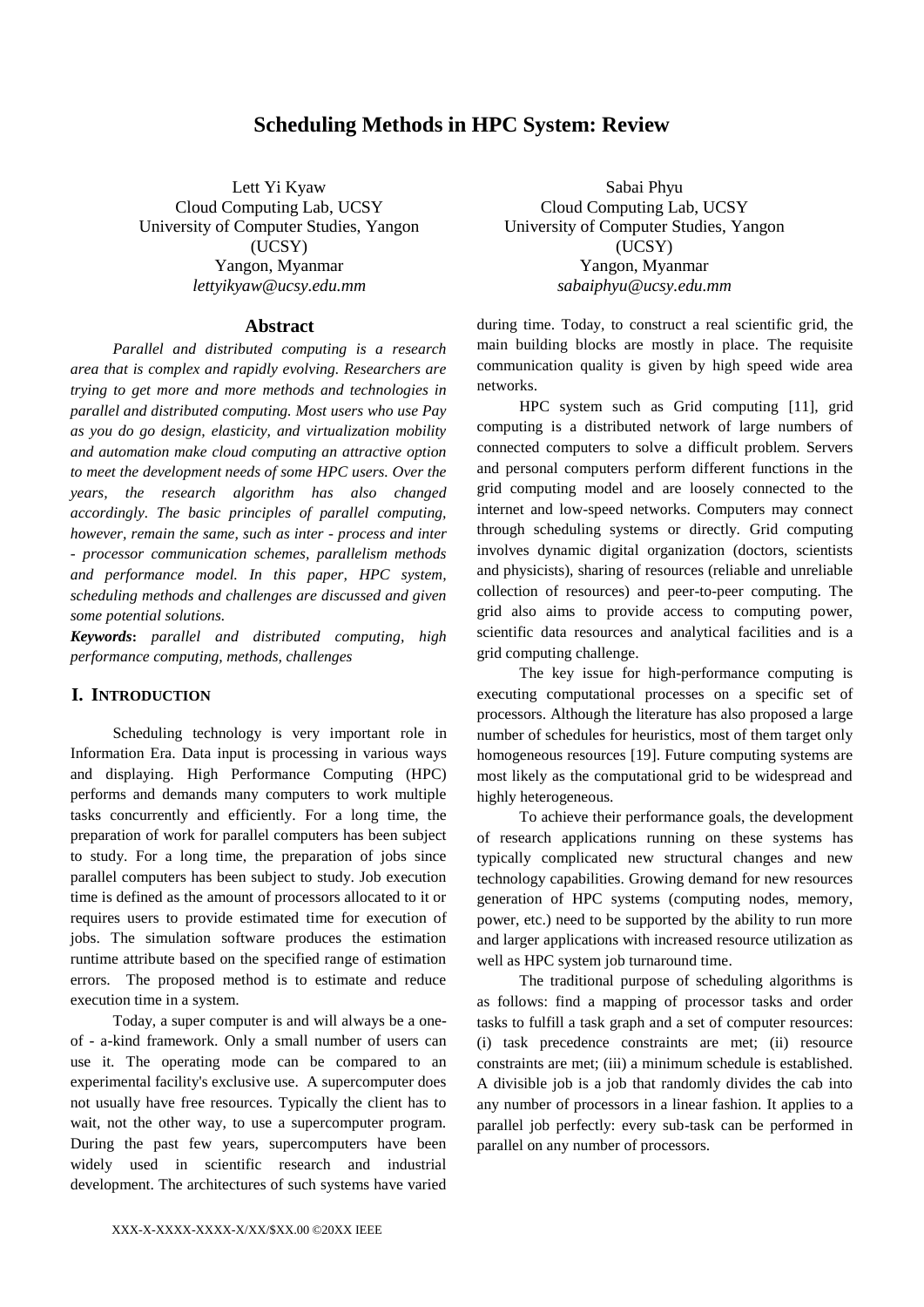# Scheduling Methods in HPC System: Review

Lett Yi Kyaw
Cloud Computing Lab, UCSY
University of Computer Studies, Yangon (UCSY)
Yangon, Myanmar
*lettyikyaw@ucsy.edu.mm*

Sabai Phyu
Cloud Computing Lab, UCSY
University of Computer Studies, Yangon (UCSY)
Yangon, Myanmar
*sabaiphyu@ucsy.edu.mm*

## Abstract

*Parallel and distributed computing is a research area that is complex and rapidly evolving. Researchers are trying to get more and more methods and technologies in parallel and distributed computing. Most users who use Pay as you do go design, elasticity, and virtualization mobility and automation make cloud computing an attractive option to meet the development needs of some HPC users. Over the years, the research algorithm has also changed accordingly. The basic principles of parallel computing, however, remain the same, such as inter - process and inter - processor communication schemes, parallelism methods and performance model. In this paper, HPC system, scheduling methods and challenges are discussed and given some potential solutions.*

***Keywords*:** *parallel and distributed computing, high performance computing, methods, challenges*

## I. Introduction

Scheduling technology is very important role in Information Era. Data input is processing in various ways and displaying. High Performance Computing (HPC) performs and demands many computers to work multiple tasks concurrently and efficiently. For a long time, the preparation of work for parallel computers has been subject to study. For a long time, the preparation of jobs since parallel computers has been subject to study. Job execution time is defined as the amount of processors allocated to it or requires users to provide estimated time for execution of jobs. The simulation software produces the estimation runtime attribute based on the specified range of estimation errors. The proposed method is to estimate and reduce execution time in a system.

Today, a super computer is and will always be a one-of - a-kind framework. Only a small number of users can use it. The operating mode can be compared to an experimental facility's exclusive use. A supercomputer does not usually have free resources. Typically the client has to wait, not the other way, to use a supercomputer program. During the past few years, supercomputers have been widely used in scientific research and industrial development. The architectures of such systems have varied during time. Today, to construct a real scientific grid, the main building blocks are mostly in place. The requisite communication quality is given by high speed wide area networks.

HPC system such as Grid computing [11], grid computing is a distributed network of large numbers of connected computers to solve a difficult problem. Servers and personal computers perform different functions in the grid computing model and are loosely connected to the internet and low-speed networks. Computers may connect through scheduling systems or directly. Grid computing involves dynamic digital organization (doctors, scientists and physicists), sharing of resources (reliable and unreliable collection of resources) and peer-to-peer computing. The grid also aims to provide access to computing power, scientific data resources and analytical facilities and is a grid computing challenge.

The key issue for high-performance computing is executing computational processes on a specific set of processors. Although the literature has also proposed a large number of schedules for heuristics, most of them target only homogeneous resources [19]. Future computing systems are most likely as the computational grid to be widespread and highly heterogeneous.

To achieve their performance goals, the development of research applications running on these systems has typically complicated new structural changes and new technology capabilities. Growing demand for new resources generation of HPC systems (computing nodes, memory, power, etc.) need to be supported by the ability to run more and larger applications with increased resource utilization as well as HPC system job turnaround time.

The traditional purpose of scheduling algorithms is as follows: find a mapping of processor tasks and order tasks to fulfill a task graph and a set of computer resources: (i) task precedence constraints are met; (ii) resource constraints are met; (iii) a minimum schedule is established. A divisible job is a job that randomly divides the cab into any number of processors in a linear fashion. It applies to a parallel job perfectly: every sub-task can be performed in parallel on any number of processors.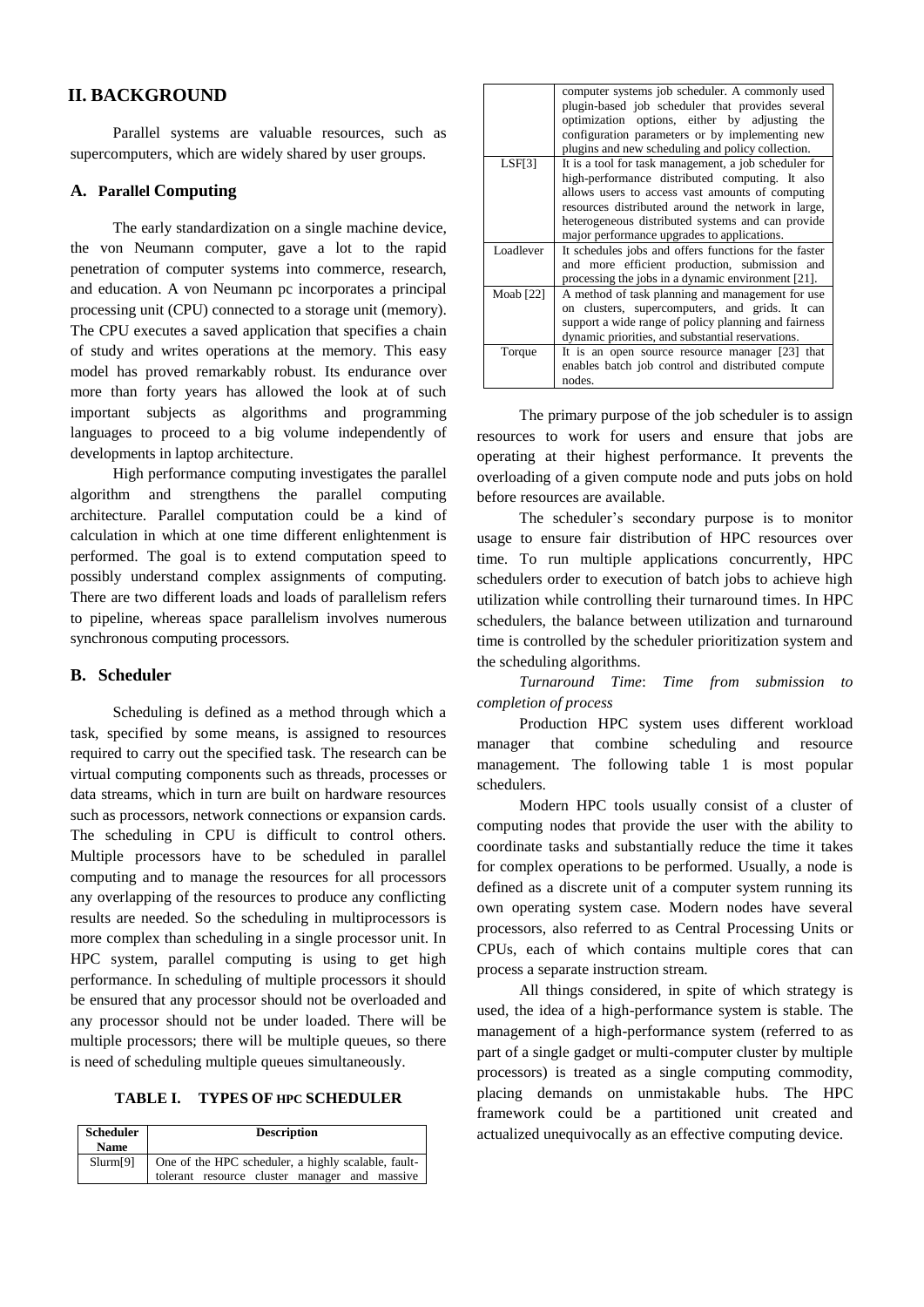## II. BACKGROUND

Parallel systems are valuable resources, such as supercomputers, which are widely shared by user groups.

### A. Parallel Computing

The early standardization on a single machine device, the von Neumann computer, gave a lot to the rapid penetration of computer systems into commerce, research, and education. A von Neumann pc incorporates a principal processing unit (CPU) connected to a storage unit (memory). The CPU executes a saved application that specifies a chain of study and writes operations at the memory. This easy model has proved remarkably robust. Its endurance over more than forty years has allowed the look at of such important subjects as algorithms and programming languages to proceed to a big volume independently of developments in laptop architecture.

High performance computing investigates the parallel algorithm and strengthens the parallel computing architecture. Parallel computation could be a kind of calculation in which at one time different enlightenment is performed. The goal is to extend computation speed to possibly understand complex assignments of computing. There are two different loads and loads of parallelism refers to pipeline, whereas space parallelism involves numerous synchronous computing processors.

### B. Scheduler

Scheduling is defined as a method through which a task, specified by some means, is assigned to resources required to carry out the specified task. The research can be virtual computing components such as threads, processes or data streams, which in turn are built on hardware resources such as processors, network connections or expansion cards. The scheduling in CPU is difficult to control others. Multiple processors have to be scheduled in parallel computing and to manage the resources for all processors any overlapping of the resources to produce any conflicting results are needed. So the scheduling in multiprocessors is more complex than scheduling in a single processor unit. In HPC system, parallel computing is using to get high performance. In scheduling of multiple processors it should be ensured that any processor should not be overloaded and any processor should not be under loaded. There will be multiple processors; there will be multiple queues, so there is need of scheduling multiple queues simultaneously.

TABLE I. TYPES OF HPC SCHEDULER

| Scheduler Name | Description |
|---|---|
| Slurm[9] | One of the HPC scheduler, a highly scalable, fault-tolerant resource cluster manager and massive computer systems job scheduler. A commonly used plugin-based job scheduler that provides several optimization options, either by adjusting the configuration parameters or by implementing new plugins and new scheduling and policy collection. |
| LSF[3] | It is a tool for task management, a job scheduler for high-performance distributed computing. It also allows users to access vast amounts of computing resources distributed around the network in large, heterogeneous distributed systems and can provide major performance upgrades to applications. |
| Loadlever | It schedules jobs and offers functions for the faster and more efficient production, submission and processing the jobs in a dynamic environment [21]. |
| Moab [22] | A method of task planning and management for use on clusters, supercomputers, and grids. It can support a wide range of policy planning and fairness dynamic priorities, and substantial reservations. |
| Torque | It is an open source resource manager [23] that enables batch job control and distributed compute nodes. |

The primary purpose of the job scheduler is to assign resources to work for users and ensure that jobs are operating at their highest performance. It prevents the overloading of a given compute node and puts jobs on hold before resources are available.

The scheduler's secondary purpose is to monitor usage to ensure fair distribution of HPC resources over time. To run multiple applications concurrently, HPC schedulers order to execution of batch jobs to achieve high utilization while controlling their turnaround times. In HPC schedulers, the balance between utilization and turnaround time is controlled by the scheduler prioritization system and the scheduling algorithms.

*Turnaround Time*: *Time from submission to completion of process*

Production HPC system uses different workload manager that combine scheduling and resource management. The following table 1 is most popular schedulers.

Modern HPC tools usually consist of a cluster of computing nodes that provide the user with the ability to coordinate tasks and substantially reduce the time it takes for complex operations to be performed. Usually, a node is defined as a discrete unit of a computer system running its own operating system case. Modern nodes have several processors, also referred to as Central Processing Units or CPUs, each of which contains multiple cores that can process a separate instruction stream.

All things considered, in spite of which strategy is used, the idea of a high-performance system is stable. The management of a high-performance system (referred to as part of a single gadget or multi-computer cluster by multiple processors) is treated as a single computing commodity, placing demands on unmistakable hubs. The HPC framework could be a partitioned unit created and actualized unequivocally as an effective computing device.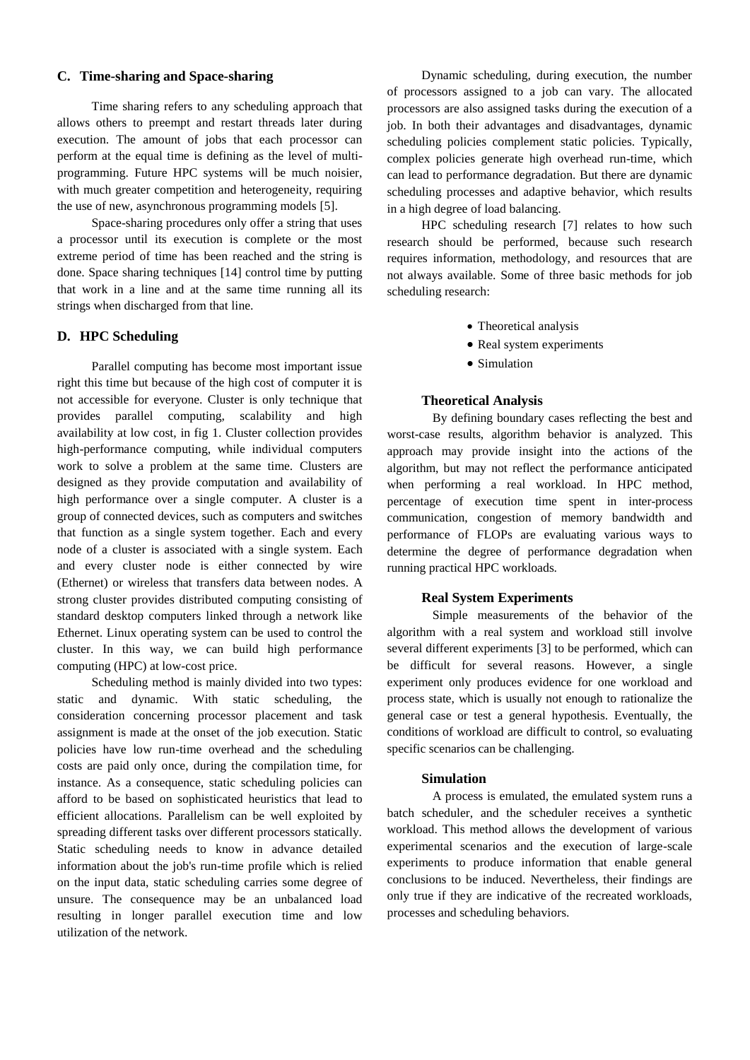### C. Time-sharing and Space-sharing

Time sharing refers to any scheduling approach that allows others to preempt and restart threads later during execution. The amount of jobs that each processor can perform at the equal time is defining as the level of multi-programming. Future HPC systems will be much noisier, with much greater competition and heterogeneity, requiring the use of new, asynchronous programming models [5].

Space-sharing procedures only offer a string that uses a processor until its execution is complete or the most extreme period of time has been reached and the string is done. Space sharing techniques [14] control time by putting that work in a line and at the same time running all its strings when discharged from that line.

### D. HPC Scheduling

Parallel computing has become most important issue right this time but because of the high cost of computer it is not accessible for everyone. Cluster is only technique that provides parallel computing, scalability and high availability at low cost, in fig 1. Cluster collection provides high-performance computing, while individual computers work to solve a problem at the same time. Clusters are designed as they provide computation and availability of high performance over a single computer. A cluster is a group of connected devices, such as computers and switches that function as a single system together. Each and every node of a cluster is associated with a single system. Each and every cluster node is either connected by wire (Ethernet) or wireless that transfers data between nodes. A strong cluster provides distributed computing consisting of standard desktop computers linked through a network like Ethernet. Linux operating system can be used to control the cluster. In this way, we can build high performance computing (HPC) at low-cost price.

Scheduling method is mainly divided into two types: static and dynamic. With static scheduling, the consideration concerning processor placement and task assignment is made at the onset of the job execution. Static policies have low run-time overhead and the scheduling costs are paid only once, during the compilation time, for instance. As a consequence, static scheduling policies can afford to be based on sophisticated heuristics that lead to efficient allocations. Parallelism can be well exploited by spreading different tasks over different processors statically. Static scheduling needs to know in advance detailed information about the job's run-time profile which is relied on the input data, static scheduling carries some degree of unsure. The consequence may be an unbalanced load resulting in longer parallel execution time and low utilization of the network.

Dynamic scheduling, during execution, the number of processors assigned to a job can vary. The allocated processors are also assigned tasks during the execution of a job. In both their advantages and disadvantages, dynamic scheduling policies complement static policies. Typically, complex policies generate high overhead run-time, which can lead to performance degradation. But there are dynamic scheduling processes and adaptive behavior, which results in a high degree of load balancing.

HPC scheduling research [7] relates to how such research should be performed, because such research requires information, methodology, and resources that are not always available. Some of three basic methods for job scheduling research:

- Theoretical analysis
- Real system experiments
- Simulation

#### Theoretical Analysis

By defining boundary cases reflecting the best and worst-case results, algorithm behavior is analyzed. This approach may provide insight into the actions of the algorithm, but may not reflect the performance anticipated when performing a real workload. In HPC method, percentage of execution time spent in inter-process communication, congestion of memory bandwidth and performance of FLOPs are evaluating various ways to determine the degree of performance degradation when running practical HPC workloads.

#### Real System Experiments

Simple measurements of the behavior of the algorithm with a real system and workload still involve several different experiments [3] to be performed, which can be difficult for several reasons. However, a single experiment only produces evidence for one workload and process state, which is usually not enough to rationalize the general case or test a general hypothesis. Eventually, the conditions of workload are difficult to control, so evaluating specific scenarios can be challenging.

#### Simulation

A process is emulated, the emulated system runs a batch scheduler, and the scheduler receives a synthetic workload. This method allows the development of various experimental scenarios and the execution of large-scale experiments to produce information that enable general conclusions to be induced. Nevertheless, their findings are only true if they are indicative of the recreated workloads, processes and scheduling behaviors.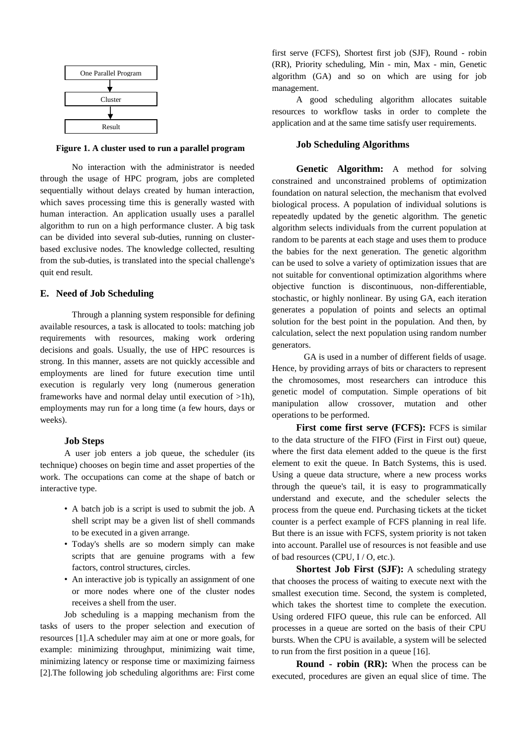One Parallel Program

↓

Cluster

↓

Result

**Figure 1. A cluster used to run a parallel program**

No interaction with the administrator is needed through the usage of HPC program, jobs are completed sequentially without delays created by human interaction, which saves processing time this is generally wasted with human interaction. An application usually uses a parallel algorithm to run on a high performance cluster. A big task can be divided into several sub-duties, running on cluster-based exclusive nodes. The knowledge collected, resulting from the sub-duties, is translated into the special challenge's quit end result.

### E. Need of Job Scheduling

Through a planning system responsible for defining available resources, a task is allocated to tools: matching job requirements with resources, making work ordering decisions and goals. Usually, the use of HPC resources is strong. In this manner, assets are not quickly accessible and employments are lined for future execution time until execution is regularly very long (numerous generation frameworks have and normal delay until execution of >1h), employments may run for a long time (a few hours, days or weeks).

#### Job Steps

A user job enters a job queue, the scheduler (its technique) chooses on begin time and asset properties of the work. The occupations can come at the shape of batch or interactive type.

- A batch job is a script is used to submit the job. A shell script may be a given list of shell commands to be executed in a given arrange.
- Today's shells are so modern simply can make scripts that are genuine programs with a few factors, control structures, circles.
- An interactive job is typically an assignment of one or more nodes where one of the cluster nodes receives a shell from the user.

Job scheduling is a mapping mechanism from the tasks of users to the proper selection and execution of resources [1].A scheduler may aim at one or more goals, for example: minimizing throughput, minimizing wait time, minimizing latency or response time or maximizing fairness [2].The following job scheduling algorithms are: First come first serve (FCFS), Shortest first job (SJF), Round - robin (RR), Priority scheduling, Min - min, Max - min, Genetic algorithm (GA) and so on which are using for job management.

A good scheduling algorithm allocates suitable resources to workflow tasks in order to complete the application and at the same time satisfy user requirements.

#### Job Scheduling Algorithms

**Genetic Algorithm:** A method for solving constrained and unconstrained problems of optimization foundation on natural selection, the mechanism that evolved biological process. A population of individual solutions is repeatedly updated by the genetic algorithm. The genetic algorithm selects individuals from the current population at random to be parents at each stage and uses them to produce the babies for the next generation. The genetic algorithm can be used to solve a variety of optimization issues that are not suitable for conventional optimization algorithms where objective function is discontinuous, non-differentiable, stochastic, or highly nonlinear. By using GA, each iteration generates a population of points and selects an optimal solution for the best point in the population. And then, by calculation, select the next population using random number generators.

GA is used in a number of different fields of usage. Hence, by providing arrays of bits or characters to represent the chromosomes, most researchers can introduce this genetic model of computation. Simple operations of bit manipulation allow crossover, mutation and other operations to be performed.

**First come first serve (FCFS):** FCFS is similar to the data structure of the FIFO (First in First out) queue, where the first data element added to the queue is the first element to exit the queue. In Batch Systems, this is used. Using a queue data structure, where a new process works through the queue's tail, it is easy to programmatically understand and execute, and the scheduler selects the process from the queue end. Purchasing tickets at the ticket counter is a perfect example of FCFS planning in real life. But there is an issue with FCFS, system priority is not taken into account. Parallel use of resources is not feasible and use of bad resources (CPU, I / O, etc.).

**Shortest Job First (SJF):** A scheduling strategy that chooses the process of waiting to execute next with the smallest execution time. Second, the system is completed, which takes the shortest time to complete the execution. Using ordered FIFO queue, this rule can be enforced. All processes in a queue are sorted on the basis of their CPU bursts. When the CPU is available, a system will be selected to run from the first position in a queue [16].

**Round - robin (RR):** When the process can be executed, procedures are given an equal slice of time. The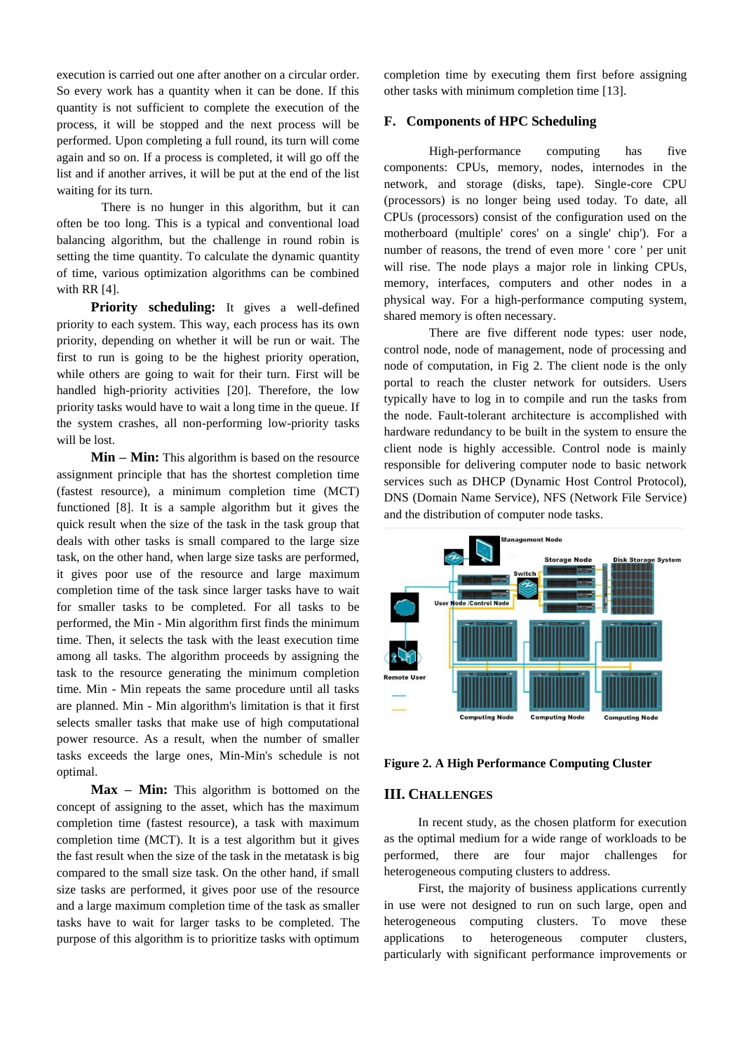execution is carried out one after another on a circular order. So every work has a quantity when it can be done. If this quantity is not sufficient to complete the execution of the process, it will be stopped and the next process will be performed. Upon completing a full round, its turn will come again and so on. If a process is completed, it will go off the list and if another arrives, it will be put at the end of the list waiting for its turn.

There is no hunger in this algorithm, but it can often be too long. This is a typical and conventional load balancing algorithm, but the challenge in round robin is setting the time quantity. To calculate the dynamic quantity of time, various optimization algorithms can be combined with RR [4].

**Priority scheduling:** It gives a well-defined priority to each system. This way, each process has its own priority, depending on whether it will be run or wait. The first to run is going to be the highest priority operation, while others are going to wait for their turn. First will be handled high-priority activities [20]. Therefore, the low priority tasks would have to wait a long time in the queue. If the system crashes, all non-performing low-priority tasks will be lost.

**Min – Min:** This algorithm is based on the resource assignment principle that has the shortest completion time (fastest resource), a minimum completion time (MCT) functioned [8]. It is a sample algorithm but it gives the quick result when the size of the task in the task group that deals with other tasks is small compared to the large size task, on the other hand, when large size tasks are performed, it gives poor use of the resource and large maximum completion time of the task since larger tasks have to wait for smaller tasks to be completed. For all tasks to be performed, the Min - Min algorithm first finds the minimum time. Then, it selects the task with the least execution time among all tasks. The algorithm proceeds by assigning the task to the resource generating the minimum completion time. Min - Min repeats the same procedure until all tasks are planned. Min - Min algorithm's limitation is that it first selects smaller tasks that make use of high computational power resource. As a result, when the number of smaller tasks exceeds the large ones, Min-Min's schedule is not optimal.

**Max – Min:** This algorithm is bottomed on the concept of assigning to the asset, which has the maximum completion time (fastest resource), a task with maximum completion time (MCT). It is a test algorithm but it gives the fast result when the size of the task in the metatask is big compared to the small size task. On the other hand, if small size tasks are performed, it gives poor use of the resource and a large maximum completion time of the task as smaller tasks have to wait for larger tasks to be completed. The purpose of this algorithm is to prioritize tasks with optimum completion time by executing them first before assigning other tasks with minimum completion time [13].

### F. Components of HPC Scheduling

High-performance computing has five components: CPUs, memory, nodes, internodes in the network, and storage (disks, tape). Single-core CPU (processors) is no longer being used today. To date, all CPUs (processors) consist of the configuration used on the motherboard (multiple' cores' on a single' chip'). For a number of reasons, the trend of even more ' core ' per unit will rise. The node plays a major role in linking CPUs, memory, interfaces, computers and other nodes in a physical way. For a high-performance computing system, shared memory is often necessary.

There are five different node types: user node, control node, node of management, node of processing and node of computation, in Fig 2. The client node is the only portal to reach the cluster network for outsiders. Users typically have to log in to compile and run the tasks from the node. Fault-tolerant architecture is accomplished with hardware redundancy to be built in the system to ensure the client node is highly accessible. Control node is mainly responsible for delivering computer node to basic network services such as DHCP (Dynamic Host Control Protocol), DNS (Domain Name Service), NFS (Network File Service) and the distribution of computer node tasks.

**Figure 2. A High Performance Computing Cluster**

## III. Challenges

In recent study, as the chosen platform for execution as the optimal medium for a wide range of workloads to be performed, there are four major challenges for heterogeneous computing clusters to address.

First, the majority of business applications currently in use were not designed to run on such large, open and heterogeneous computing clusters. To move these applications to heterogeneous computer clusters, particularly with significant performance improvements or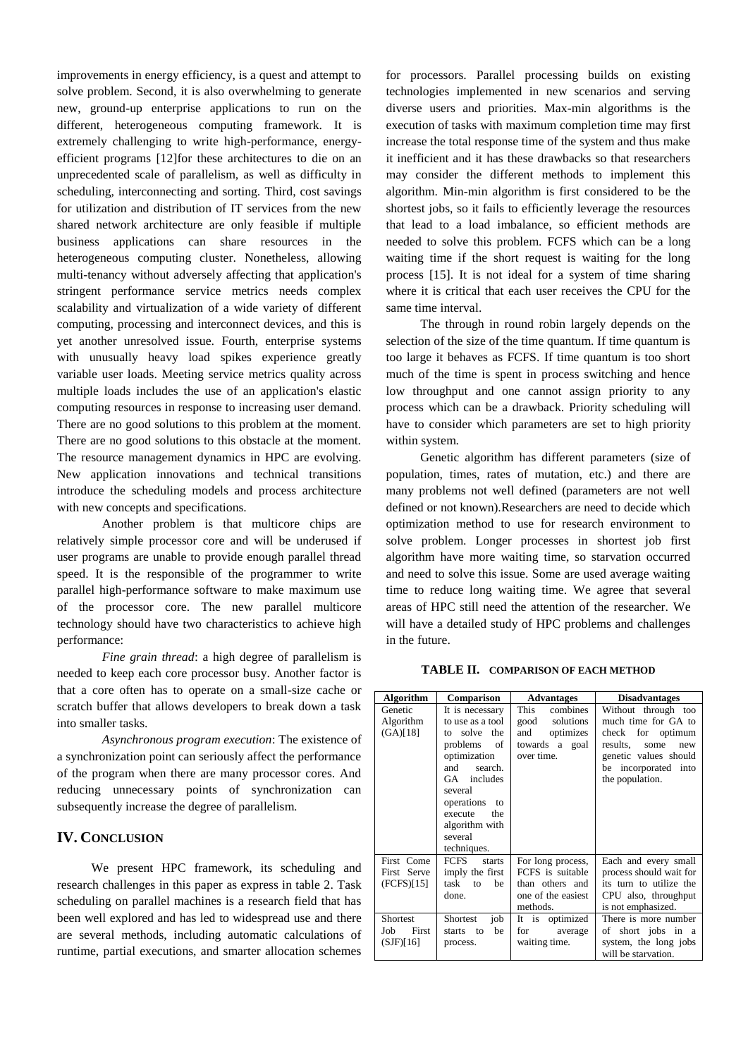improvements in energy efficiency, is a quest and attempt to solve problem. Second, it is also overwhelming to generate new, ground-up enterprise applications to run on the different, heterogeneous computing framework. It is extremely challenging to write high-performance, energy-efficient programs [12]for these architectures to die on an unprecedented scale of parallelism, as well as difficulty in scheduling, interconnecting and sorting. Third, cost savings for utilization and distribution of IT services from the new shared network architecture are only feasible if multiple business applications can share resources in the heterogeneous computing cluster. Nonetheless, allowing multi-tenancy without adversely affecting that application's stringent performance service metrics needs complex scalability and virtualization of a wide variety of different computing, processing and interconnect devices, and this is yet another unresolved issue. Fourth, enterprise systems with unusually heavy load spikes experience greatly variable user loads. Meeting service metrics quality across multiple loads includes the use of an application's elastic computing resources in response to increasing user demand. There are no good solutions to this problem at the moment. There are no good solutions to this obstacle at the moment. The resource management dynamics in HPC are evolving. New application innovations and technical transitions introduce the scheduling models and process architecture with new concepts and specifications.

Another problem is that multicore chips are relatively simple processor core and will be underused if user programs are unable to provide enough parallel thread speed. It is the responsible of the programmer to write parallel high-performance software to make maximum use of the processor core. The new parallel multicore technology should have two characteristics to achieve high performance:

*Fine grain thread*: a high degree of parallelism is needed to keep each core processor busy. Another factor is that a core often has to operate on a small-size cache or scratch buffer that allows developers to break down a task into smaller tasks.

*Asynchronous program execution*: The existence of a synchronization point can seriously affect the performance of the program when there are many processor cores. And reducing unnecessary points of synchronization can subsequently increase the degree of parallelism.

## IV. Conclusion

We present HPC framework, its scheduling and research challenges in this paper as express in table 2. Task scheduling on parallel machines is a research field that has been well explored and has led to widespread use and there are several methods, including automatic calculations of runtime, partial executions, and smarter allocation schemes for processors. Parallel processing builds on existing technologies implemented in new scenarios and serving diverse users and priorities. Max-min algorithms is the execution of tasks with maximum completion time may first increase the total response time of the system and thus make it inefficient and it has these drawbacks so that researchers may consider the different methods to implement this algorithm. Min-min algorithm is first considered to be the shortest jobs, so it fails to efficiently leverage the resources that lead to a load imbalance, so efficient methods are needed to solve this problem. FCFS which can be a long waiting time if the short request is waiting for the long process [15]. It is not ideal for a system of time sharing where it is critical that each user receives the CPU for the same time interval.

The through in round robin largely depends on the selection of the size of the time quantum. If time quantum is too large it behaves as FCFS. If time quantum is too short much of the time is spent in process switching and hence low throughput and one cannot assign priority to any process which can be a drawback. Priority scheduling will have to consider which parameters are set to high priority within system.

Genetic algorithm has different parameters (size of population, times, rates of mutation, etc.) and there are many problems not well defined (parameters are not well defined or not known).Researchers are need to decide which optimization method to use for research environment to solve problem. Longer processes in shortest job first algorithm have more waiting time, so starvation occurred and need to solve this issue. Some are used average waiting time to reduce long waiting time. We agree that several areas of HPC still need the attention of the researcher. We will have a detailed study of HPC problems and challenges in the future.

**TABLE II. Comparison of Each Method**

| Algorithm | Comparison | Advantages | Disadvantages |
|---|---|---|---|
| Genetic Algorithm (GA)[18] | It is necessary to use as a tool to solve the problems of optimization and search. GA includes several operations to execute the algorithm with several techniques. | This combines good solutions and optimizes towards a goal over time. | Without through too much time for GA to check for optimum results, some new genetic values should be incorporated into the population. |
| First Come First Serve (FCFS)[15] | FCFS starts imply the first task to be done. | For long process, FCFS is suitable than others and one of the easiest methods. | Each and every small process should wait for its turn to utilize the CPU also, throughput is not emphasized. |
| Shortest Job First (SJF)[16] | Shortest job starts to be process. | It is optimized for average waiting time. | There is more number of short jobs in a system, the long jobs will be starvation. |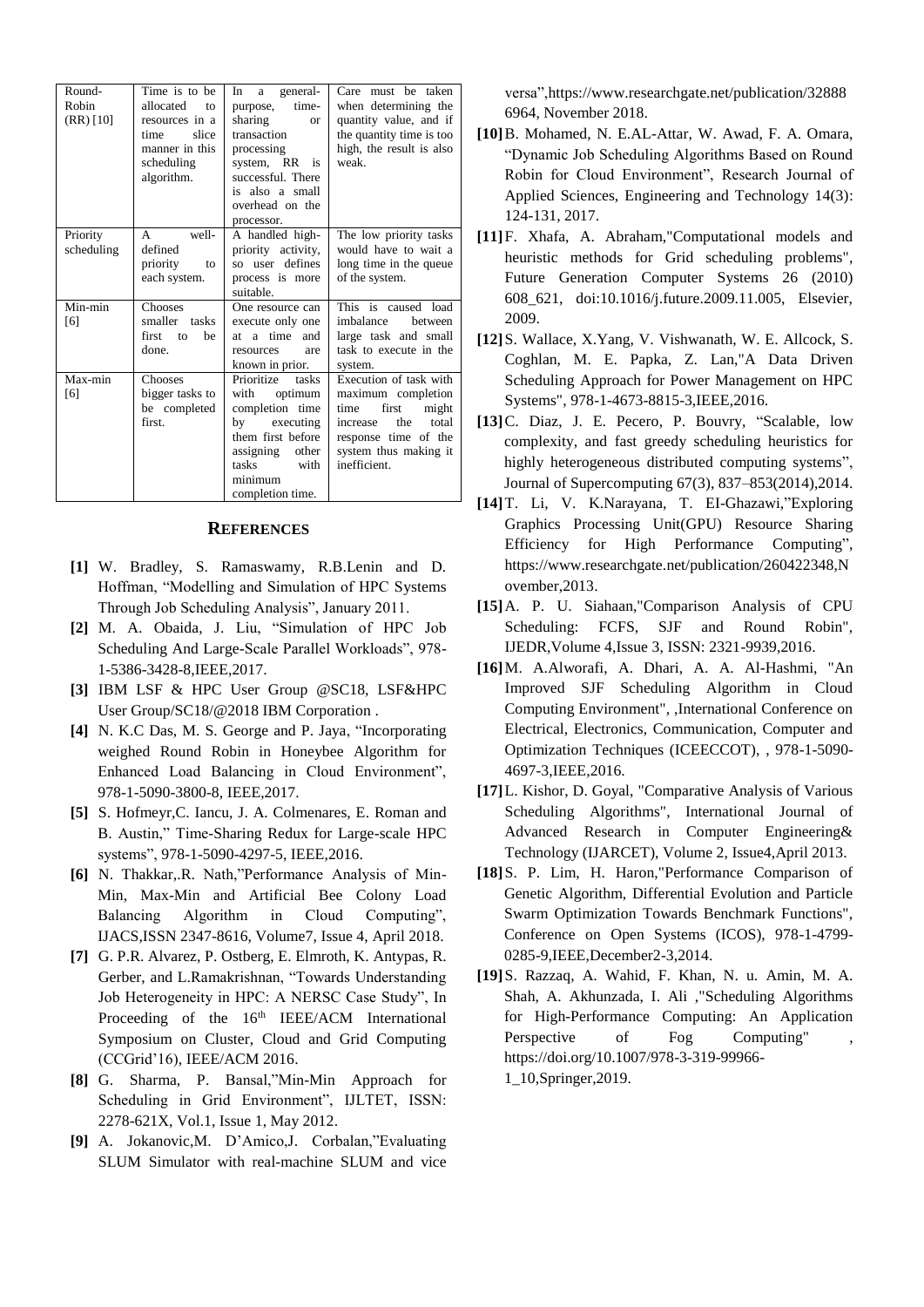| Round-Robin (RR) [10] | Time is to be allocated to resources in a time slice manner in this scheduling algorithm. | In a general-purpose, time-sharing or transaction processing system, RR is successful. There is also a small overhead on the processor. | Care must be taken when determining the quantity value, and if the quantity time is too high, the result is also weak. |
|---|---|---|---|
| Priority scheduling | A well-defined priority to each system. | A handled high-priority activity, so user defines process is more suitable. | The low priority tasks would have to wait a long time in the queue of the system. |
| Min-min [6] | Chooses smaller tasks first to be done. | One resource can execute only one at a time and resources are known in prior. | This is caused load imbalance between large task and small task to execute in the system. |
| Max-min [6] | Chooses bigger tasks to be completed first. | Prioritize tasks with optimum completion time by executing them first before assigning other tasks with minimum completion time. | Execution of task with maximum completion time first might increase the total response time of the system thus making it inefficient. |

## REFERENCES

**[1]** W. Bradley, S. Ramaswamy, R.B.Lenin and D. Hoffman, "Modelling and Simulation of HPC Systems Through Job Scheduling Analysis", January 2011.

**[2]** M. A. Obaida, J. Liu, "Simulation of HPC Job Scheduling And Large-Scale Parallel Workloads", 978-1-5386-3428-8,IEEE,2017.

**[3]** IBM LSF & HPC User Group @SC18, LSF&HPC User Group/SC18/@2018 IBM Corporation .

**[4]** N. K.C Das, M. S. George and P. Jaya, "Incorporating weighed Round Robin in Honeybee Algorithm for Enhanced Load Balancing in Cloud Environment", 978-1-5090-3800-8, IEEE,2017.

**[5]** S. Hofmeyr,C. Iancu, J. A. Colmenares, E. Roman and B. Austin," Time-Sharing Redux for Large-scale HPC systems", 978-1-5090-4297-5, IEEE,2016.

**[6]** N. Thakkar,.R. Nath,"Performance Analysis of Min-Min, Max-Min and Artificial Bee Colony Load Balancing Algorithm in Cloud Computing", IJACS,ISSN 2347-8616, Volume7, Issue 4, April 2018.

**[7]** G. P.R. Alvarez, P. Ostberg, E. Elmroth, K. Antypas, R. Gerber, and L.Ramakrishnan, "Towards Understanding Job Heterogeneity in HPC: A NERSC Case Study", In Proceeding of the 16th IEEE/ACM International Symposium on Cluster, Cloud and Grid Computing (CCGrid'16), IEEE/ACM 2016.

**[8]** G. Sharma, P. Bansal,"Min-Min Approach for Scheduling in Grid Environment", IJLTET, ISSN: 2278-621X, Vol.1, Issue 1, May 2012.

**[9]** A. Jokanovic,M. D'Amico,J. Corbalan,"Evaluating SLUM Simulator with real-machine SLUM and vice versa",https://www.researchgate.net/publication/328886964, November 2018.

**[10]** B. Mohamed, N. E.AL-Attar, W. Awad, F. A. Omara, "Dynamic Job Scheduling Algorithms Based on Round Robin for Cloud Environment", Research Journal of Applied Sciences, Engineering and Technology 14(3): 124-131, 2017.

**[11]** F. Xhafa, A. Abraham,"Computational models and heuristic methods for Grid scheduling problems", Future Generation Computer Systems 26 (2010) 608_621, doi:10.1016/j.future.2009.11.005, Elsevier, 2009.

**[12]** S. Wallace, X.Yang, V. Vishwanath, W. E. Allcock, S. Coghlan, M. E. Papka, Z. Lan,"A Data Driven Scheduling Approach for Power Management on HPC Systems", 978-1-4673-8815-3,IEEE,2016.

**[13]** C. Diaz, J. E. Pecero, P. Bouvry, "Scalable, low complexity, and fast greedy scheduling heuristics for highly heterogeneous distributed computing systems", Journal of Supercomputing 67(3), 837–853(2014),2014.

**[14]** T. Li, V. K.Narayana, T. EI-Ghazawi,"Exploring Graphics Processing Unit(GPU) Resource Sharing Efficiency for High Performance Computing", https://www.researchgate.net/publication/260422348,November,2013.

**[15]** A. P. U. Siahaan,"Comparison Analysis of CPU Scheduling: FCFS, SJF and Round Robin", IJEDR,Volume 4,Issue 3, ISSN: 2321-9939,2016.

**[16]** M. A.Alworafi, A. Dhari, A. A. Al-Hashmi, "An Improved SJF Scheduling Algorithm in Cloud Computing Environment", ,International Conference on Electrical, Electronics, Communication, Computer and Optimization Techniques (ICEECCOT), , 978-1-5090-4697-3,IEEE,2016.

**[17]** L. Kishor, D. Goyal, "Comparative Analysis of Various Scheduling Algorithms", International Journal of Advanced Research in Computer Engineering& Technology (IJARCET), Volume 2, Issue4,April 2013.

**[18]** S. P. Lim, H. Haron,"Performance Comparison of Genetic Algorithm, Differential Evolution and Particle Swarm Optimization Towards Benchmark Functions", Conference on Open Systems (ICOS), 978-1-4799-0285-9,IEEE,December2-3,2014.

**[19]** S. Razzaq, A. Wahid, F. Khan, N. u. Amin, M. A. Shah, A. Akhunzada, I. Ali ,"Scheduling Algorithms for High-Performance Computing: An Application Perspective of Fog Computing" , https://doi.org/10.1007/978-3-319-99966-1_10,Springer,2019.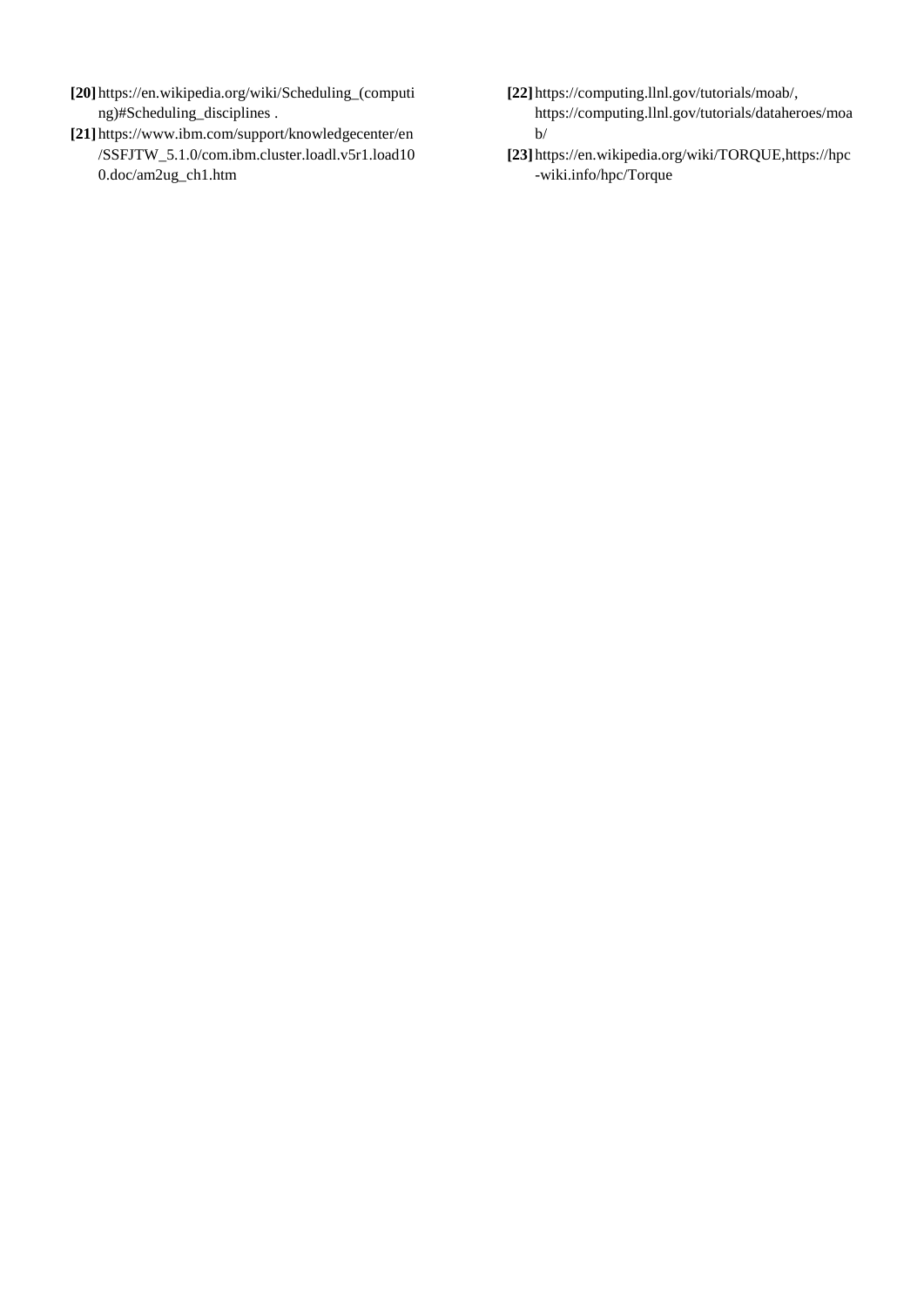**[20]** https://en.wikipedia.org/wiki/Scheduling_(computing)#Scheduling_disciplines .

**[21]** https://www.ibm.com/support/knowledgecenter/en/SSFJTW_5.1.0/com.ibm.cluster.loadl.v5r1.load100.doc/am2ug_ch1.htm

**[22]** https://computing.llnl.gov/tutorials/moab/, https://computing.llnl.gov/tutorials/dataheroes/moab/

**[23]** https://en.wikipedia.org/wiki/TORQUE,https://hpc-wiki.info/hpc/Torque